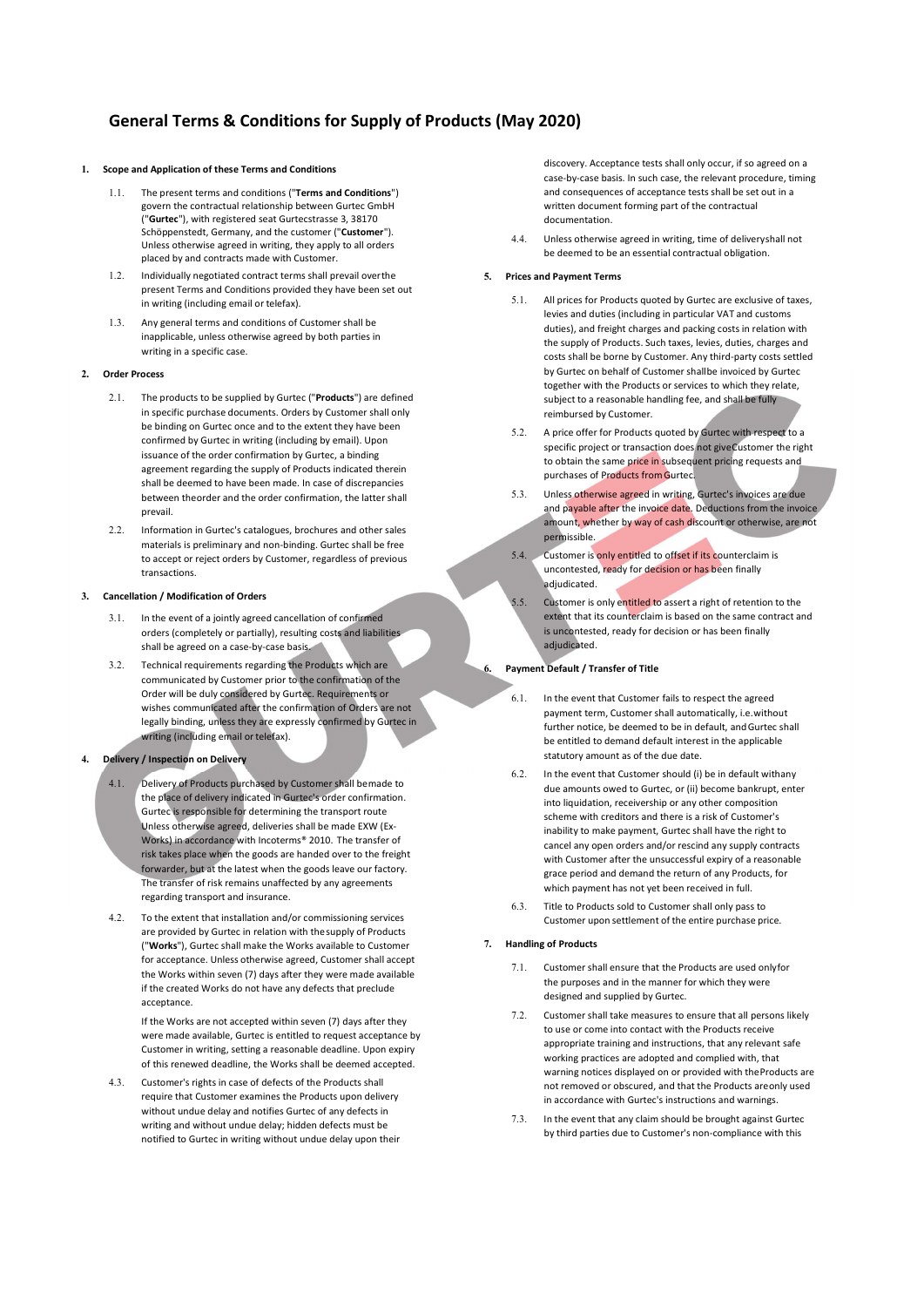# General Terms & Conditions for Supply of Products (May 2020)

## 1. Scope and Application of these Terms and Conditions

1.1. The present terms and conditions ("**Terms and Conditions**") govern the contractual relationship between Gurtec GmbH ("**Gurtec**"), with registered seat Gurtecstrasse 3, 38170 Schöppenstedt, Germany, and the customer ("**Customer**"). Unless otherwise agreed in writing, they apply to all orders placed by and contracts made with Customer.

1.2. Individually negotiated contract terms shall prevail overthe present Terms and Conditions provided they have been set out in writing (including email or telefax).

1.3. Any general terms and conditions of Customer shall be inapplicable, unless otherwise agreed by both parties in writing in a specific case.

## 2. Order Process

2.1. The products to be supplied by Gurtec ("**Products**") are defined in specific purchase documents. Orders by Customer shall only be binding on Gurtec once and to the extent they have been confirmed by Gurtec in writing (including by email). Upon issuance of the order confirmation by Gurtec, a binding agreement regarding the supply of Products indicated therein shall be deemed to have been made. In case of discrepancies between theorder and the order confirmation, the latter shall prevail.

2.2. Information in Gurtec's catalogues, brochures and other sales materials is preliminary and non-binding. Gurtec shall be free to accept or reject orders by Customer, regardless of previous transactions.

## 3. Cancellation / Modification of Orders

3.1. In the event of a jointly agreed cancellation of confirmed orders (completely or partially), resulting costs and liabilities shall be agreed on a case-by-case basis.

3.2. Technical requirements regarding the Products which are communicated by Customer prior to the confirmation of the Order will be duly considered by Gurtec. Requirements or wishes communicated after the confirmation of Orders are not legally binding, unless they are expressly confirmed by Gurtec in writing (including email or telefax).

## 4. Delivery / Inspection on Delivery

4.1. Delivery of Products purchased by Customer shall bemade to the place of delivery indicated in Gurtec's order confirmation. Gurtec is responsible for determining the transport route Unless otherwise agreed, deliveries shall be made EXW (Ex-Works) in accordance with Incoterms® 2010. The transfer of risk takes place when the goods are handed over to the freight forwarder, but at the latest when the goods leave our factory. The transfer of risk remains unaffected by any agreements regarding transport and insurance.

4.2. To the extent that installation and/or commissioning services are provided by Gurtec in relation with thesupply of Products ("**Works**"), Gurtec shall make the Works available to Customer for acceptance. Unless otherwise agreed, Customer shall accept the Works within seven (7) days after they were made available if the created Works do not have any defects that preclude acceptance.

If the Works are not accepted within seven (7) days after they were made available, Gurtec is entitled to request acceptance by Customer in writing, setting a reasonable deadline. Upon expiry of this renewed deadline, the Works shall be deemed accepted.

4.3. Customer's rights in case of defects of the Products shall require that Customer examines the Products upon delivery without undue delay and notifies Gurtec of any defects in writing and without undue delay; hidden defects must be notified to Gurtec in writing without undue delay upon their discovery. Acceptance tests shall only occur, if so agreed on a case-by-case basis. In such case, the relevant procedure, timing and consequences of acceptance tests shall be set out in a written document forming part of the contractual documentation.

4.4. Unless otherwise agreed in writing, time of deliveryshall not be deemed to be an essential contractual obligation.

## 5. Prices and Payment Terms

5.1. All prices for Products quoted by Gurtec are exclusive of taxes, levies and duties (including in particular VAT and customs duties), and freight charges and packing costs in relation with the supply of Products. Such taxes, levies, duties, charges and costs shall be borne by Customer. Any third-party costs settled by Gurtec on behalf of Customer shallbe invoiced by Gurtec together with the Products or services to which they relate, subject to a reasonable handling fee, and shall be fully reimbursed by Customer.

5.2. A price offer for Products quoted by Gurtec with respect to a specific project or transaction does not giveCustomer the right to obtain the same price in subsequent pricing requests and purchases of Products from Gurtec.

5.3. Unless otherwise agreed in writing, Gurtec's invoices are due and payable after the invoice date. Deductions from the invoice amount, whether by way of cash discount or otherwise, are not permissible.

5.4. Customer is only entitled to offset if its counterclaim is uncontested, ready for decision or has been finally adjudicated.

5.5. Customer is only entitled to assert a right of retention to the extent that its counterclaim is based on the same contract and is uncontested, ready for decision or has been finally adjudicated.

## 6. Payment Default / Transfer of Title

6.1. In the event that Customer fails to respect the agreed payment term, Customer shall automatically, i.e.without further notice, be deemed to be in default, andGurtec shall be entitled to demand default interest in the applicable statutory amount as of the due date.

6.2. In the event that Customer should (i) be in default withany due amounts owed to Gurtec, or (ii) become bankrupt, enter into liquidation, receivership or any other composition scheme with creditors and there is a risk of Customer's inability to make payment, Gurtec shall have the right to cancel any open orders and/or rescind any supply contracts with Customer after the unsuccessful expiry of a reasonable grace period and demand the return of any Products, for which payment has not yet been received in full.

6.3. Title to Products sold to Customer shall only pass to Customer upon settlement of the entire purchase price.

## 7. Handling of Products

7.1. Customer shall ensure that the Products are used onlyfor the purposes and in the manner for which they were designed and supplied by Gurtec.

7.2. Customer shall take measures to ensure that all persons likely to use or come into contact with the Products receive appropriate training and instructions, that any relevant safe working practices are adopted and complied with, that warning notices displayed on or provided with theProducts are not removed or obscured, and that the Products areonly used in accordance with Gurtec's instructions and warnings.

7.3. In the event that any claim should be brought against Gurtec by third parties due to Customer's non-compliance with this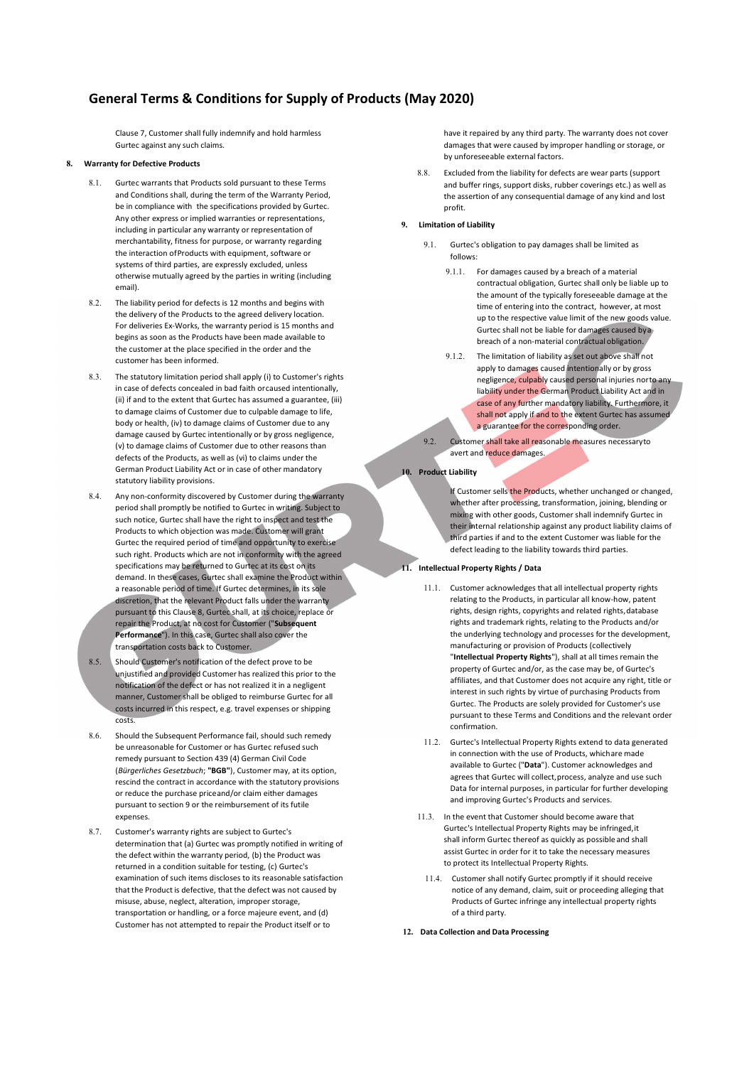Clause 7, Customer shall fully indemnify and hold harmless Gurtec against any such claims.

## 8. Warranty for Defective Products

8.1. Gurtec warrants that Products sold pursuant to these Terms and Conditions shall, during the term of the Warranty Period, be in compliance with the specifications provided by Gurtec. Any other express or implied warranties or representations, including in particular any warranty or representation of merchantability, fitness for purpose, or warranty regarding the interaction of Products with equipment, software or systems of third parties, are expressly excluded, unless otherwise mutually agreed by the parties in writing (including email).

8.2. The liability period for defects is 12 months and begins with the delivery of the Products to the agreed delivery location. For deliveries Ex-Works, the warranty period is 15 months and begins as soon as the Products have been made available to the customer at the place specified in the order and the customer has been informed.

8.3. The statutory limitation period shall apply (i) to Customer's rights in case of defects concealed in bad faith or caused intentionally, (ii) if and to the extent that Gurtec has assumed a guarantee, (iii) to damage claims of Customer due to culpable damage to life, body or health, (iv) to damage claims of Customer due to any damage caused by Gurtec intentionally or by gross negligence, (v) to damage claims of Customer due to other reasons than defects of the Products, as well as (vi) to claims under the German Product Liability Act or in case of other mandatory statutory liability provisions.

8.4. Any non-conformity discovered by Customer during the warranty period shall promptly be notified to Gurtec in writing. Subject to such notice, Gurtec shall have the right to inspect and test the Products to which objection was made. Customer will grant Gurtec the required period of time and opportunity to exercise such right. Products which are not in conformity with the agreed specifications may be returned to Gurtec at its cost on its demand. In these cases, Gurtec shall examine the Product within a reasonable period of time. If Gurtec determines, in its sole discretion, that the relevant Product falls under the warranty pursuant to this Clause 8, Gurtec shall, at its choice, replace or repair the Product, at no cost for Customer ("**Subsequent Performance**"). In this case, Gurtec shall also cover the transportation costs back to Customer.

8.5. Should Customer's notification of the defect prove to be unjustified and provided Customer has realized this prior to the notification of the defect or has not realized it in a negligent manner, Customer shall be obliged to reimburse Gurtec for all costs incurred in this respect, e.g. travel expenses or shipping costs.

8.6. Should the Subsequent Performance fail, should such remedy be unreasonable for Customer or has Gurtec refused such remedy pursuant to Section 439 (4) German Civil Code (*Bürgerliches Gesetzbuch*; "**BGB**"), Customer may, at its option, rescind the contract in accordance with the statutory provisions or reduce the purchase price and/or claim either damages pursuant to section 9 or the reimbursement of its futile expenses.

8.7. Customer's warranty rights are subject to Gurtec's determination that (a) Gurtec was promptly notified in writing of the defect within the warranty period, (b) the Product was returned in a condition suitable for testing, (c) Gurtec's examination of such items discloses to its reasonable satisfaction that the Product is defective, that the defect was not caused by misuse, abuse, neglect, alteration, improper storage, transportation or handling, or a force majeure event, and (d) Customer has not attempted to repair the Product itself or to have it repaired by any third party. The warranty does not cover damages that were caused by improper handling or storage, or by unforeseeable external factors.

8.8. Excluded from the liability for defects are wear parts (support and buffer rings, support disks, rubber coverings etc.) as well as the assertion of any consequential damage of any kind and lost profit.

## 9. Limitation of Liability

9.1. Gurtec's obligation to pay damages shall be limited as follows:

9.1.1. For damages caused by a breach of a material contractual obligation, Gurtec shall only be liable up to the amount of the typically foreseeable damage at the time of entering into the contract, however, at most up to the respective value limit of the new goods value. Gurtec shall not be liable for damages caused by a breach of a non-material contractual obligation.

9.1.2. The limitation of liability as set out above shall not apply to damages caused intentionally or by gross negligence, culpably caused personal injuries nor to any liability under the German Product Liability Act and in case of any further mandatory liability. Furthermore, it shall not apply if and to the extent Gurtec has assumed a guarantee for the corresponding order.

9.2. Customer shall take all reasonable measures necessary to avert and reduce damages.

## 10. Product Liability

If Customer sells the Products, whether unchanged or changed, whether after processing, transformation, joining, blending or mixing with other goods, Customer shall indemnify Gurtec in their internal relationship against any product liability claims of third parties if and to the extent Customer was liable for the defect leading to the liability towards third parties.

## 11. Intellectual Property Rights / Data

11.1. Customer acknowledges that all intellectual property rights relating to the Products, in particular all know-how, patent rights, design rights, copyrights and related rights, database rights and trademark rights, relating to the Products and/or the underlying technology and processes for the development, manufacturing or provision of Products (collectively "**Intellectual Property Rights**"), shall at all times remain the property of Gurtec and/or, as the case may be, of Gurtec's affiliates, and that Customer does not acquire any right, title or interest in such rights by virtue of purchasing Products from Gurtec. The Products are solely provided for Customer's use pursuant to these Terms and Conditions and the relevant order confirmation.

11.2. Gurtec's Intellectual Property Rights extend to data generated in connection with the use of Products, which are made available to Gurtec ("**Data**"). Customer acknowledges and agrees that Gurtec will collect, process, analyze and use such Data for internal purposes, in particular for further developing and improving Gurtec's Products and services.

11.3. In the event that Customer should become aware that Gurtec's Intellectual Property Rights may be infringed, it shall inform Gurtec thereof as quickly as possible and shall assist Gurtec in order for it to take the necessary measures to protect its Intellectual Property Rights.

11.4. Customer shall notify Gurtec promptly if it should receive notice of any demand, claim, suit or proceeding alleging that Products of Gurtec infringe any intellectual property rights of a third party.

## 12. Data Collection and Data Processing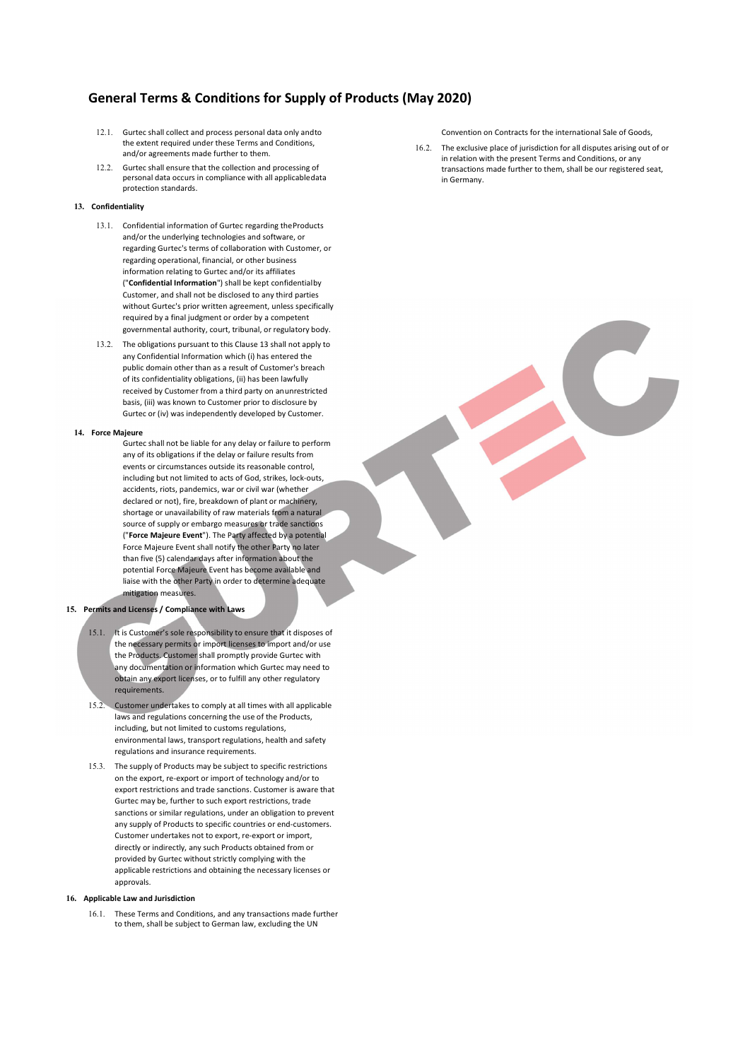# General Terms & Conditions for Supply of Products (May 2020)

12.1. Gurtec shall collect and process personal data only andto the extent required under these Terms and Conditions, and/or agreements made further to them.

12.2. Gurtec shall ensure that the collection and processing of personal data occurs in compliance with all applicabledata protection standards.

**13. Confidentiality**

13.1. Confidential information of Gurtec regarding theProducts and/or the underlying technologies and software, or regarding Gurtec's terms of collaboration with Customer, or regarding operational, financial, or other business information relating to Gurtec and/or its affiliates ("**Confidential Information**") shall be kept confidentialby Customer, and shall not be disclosed to any third parties without Gurtec's prior written agreement, unless specifically required by a final judgment or order by a competent governmental authority, court, tribunal, or regulatory body.

13.2. The obligations pursuant to this Clause 13 shall not apply to any Confidential Information which (i) has entered the public domain other than as a result of Customer's breach of its confidentiality obligations, (ii) has been lawfully received by Customer from a third party on anunrestricted basis, (iii) was known to Customer prior to disclosure by Gurtec or (iv) was independently developed by Customer.

**14. Force Majeure**

Gurtec shall not be liable for any delay or failure to perform any of its obligations if the delay or failure results from events or circumstances outside its reasonable control, including but not limited to acts of God, strikes, lock-outs, accidents, riots, pandemics, war or civil war (whether declared or not), fire, breakdown of plant or machinery, shortage or unavailability of raw materials from a natural source of supply or embargo measures or trade sanctions ("**Force Majeure Event**"). The Party affected by a potential Force Majeure Event shall notify the other Party no later than five (5) calendar days after information about the potential Force Majeure Event has become available and liaise with the other Party in order to determine adequate mitigation measures.

**15. Permits and Licenses / Compliance with Laws**

15.1. It is Customer's sole responsibility to ensure that it disposes of the necessary permits or import licenses to import and/or use the Products. Customer shall promptly provide Gurtec with any documentation or information which Gurtec may need to obtain any export licenses, or to fulfill any other regulatory requirements.

15.2. Customer undertakes to comply at all times with all applicable laws and regulations concerning the use of the Products, including, but not limited to customs regulations, environmental laws, transport regulations, health and safety regulations and insurance requirements.

15.3. The supply of Products may be subject to specific restrictions on the export, re-export or import of technology and/or to export restrictions and trade sanctions. Customer is aware that Gurtec may be, further to such export restrictions, trade sanctions or similar regulations, under an obligation to prevent any supply of Products to specific countries or end-customers. Customer undertakes not to export, re-export or import, directly or indirectly, any such Products obtained from or provided by Gurtec without strictly complying with the applicable restrictions and obtaining the necessary licenses or approvals.

**16. Applicable Law and Jurisdiction**

16.1. These Terms and Conditions, and any transactions made further to them, shall be subject to German law, excluding the UN Convention on Contracts for the international Sale of Goods,

16.2. The exclusive place of jurisdiction for all disputes arising out of or in relation with the present Terms and Conditions, or any transactions made further to them, shall be our registered seat, in Germany.